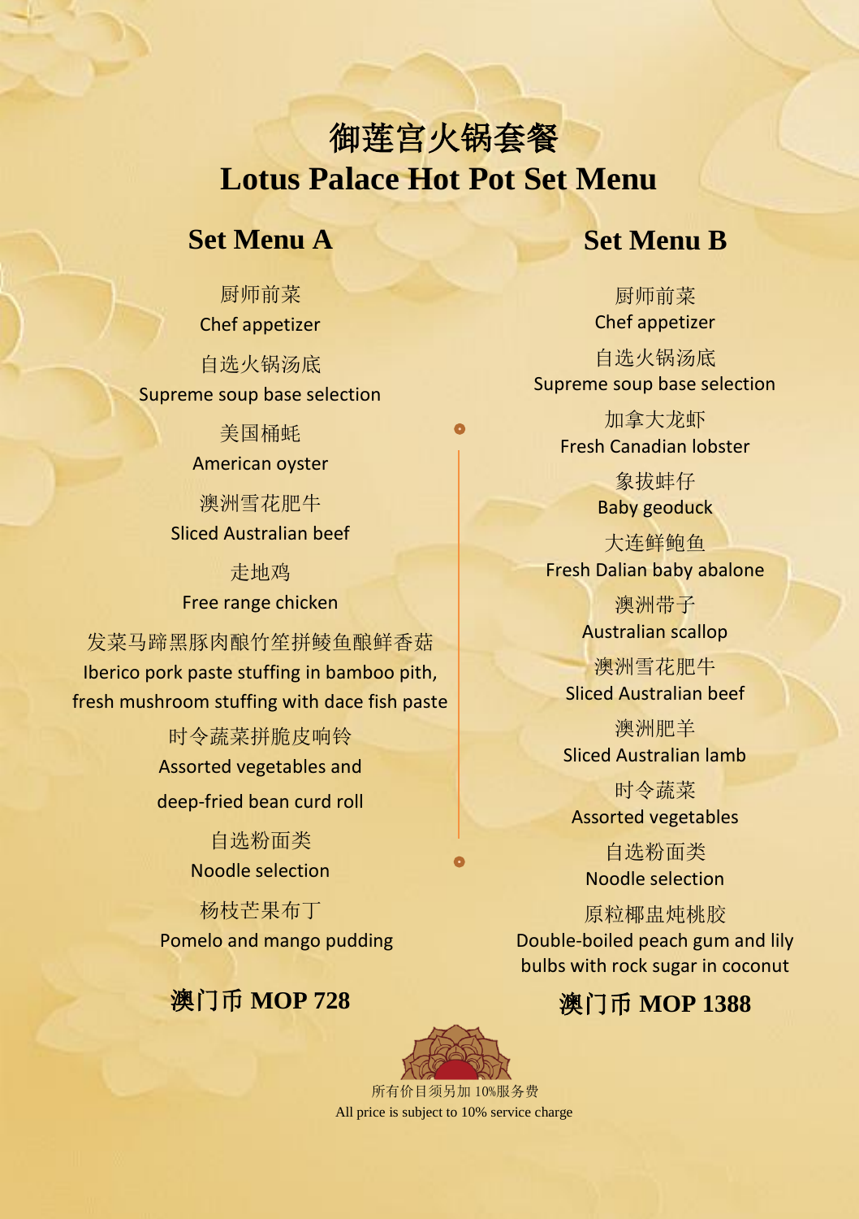# 御莲宫火锅套餐
# Lotus Palace Hot Pot Set Menu

## Set Menu A

厨师前菜
Chef appetizer

自选火锅汤底
Supreme soup base selection

美国桶蚝
American oyster

澳洲雪花肥牛
Sliced Australian beef

走地鸡
Free range chicken

发菜马蹄黑豚肉酿竹笙拼鲮鱼酿鲜香菇
Iberico pork paste stuffing in bamboo pith,
fresh mushroom stuffing with dace fish paste

时令蔬菜拼脆皮响铃
Assorted vegetables and
deep-fried bean curd roll

自选粉面类
Noodle selection

杨枝芒果布丁
Pomelo and mango pudding

**澳门币 MOP 728**

## Set Menu B

厨师前菜
Chef appetizer

自选火锅汤底
Supreme soup base selection

加拿大龙虾
Fresh Canadian lobster

象拔蚌仔
Baby geoduck

大连鲜鲍鱼
Fresh Dalian baby abalone

澳洲带子
Australian scallop

澳洲雪花肥牛
Sliced Australian beef

澳洲肥羊
Sliced Australian lamb

时令蔬菜
Assorted vegetables

自选粉面类
Noodle selection

原粒椰盅炖桃胶
Double-boiled peach gum and lily
bulbs with rock sugar in coconut

**澳门币 MOP 1388**

所有价目须另加 10%服务费
All price is subject to 10% service charge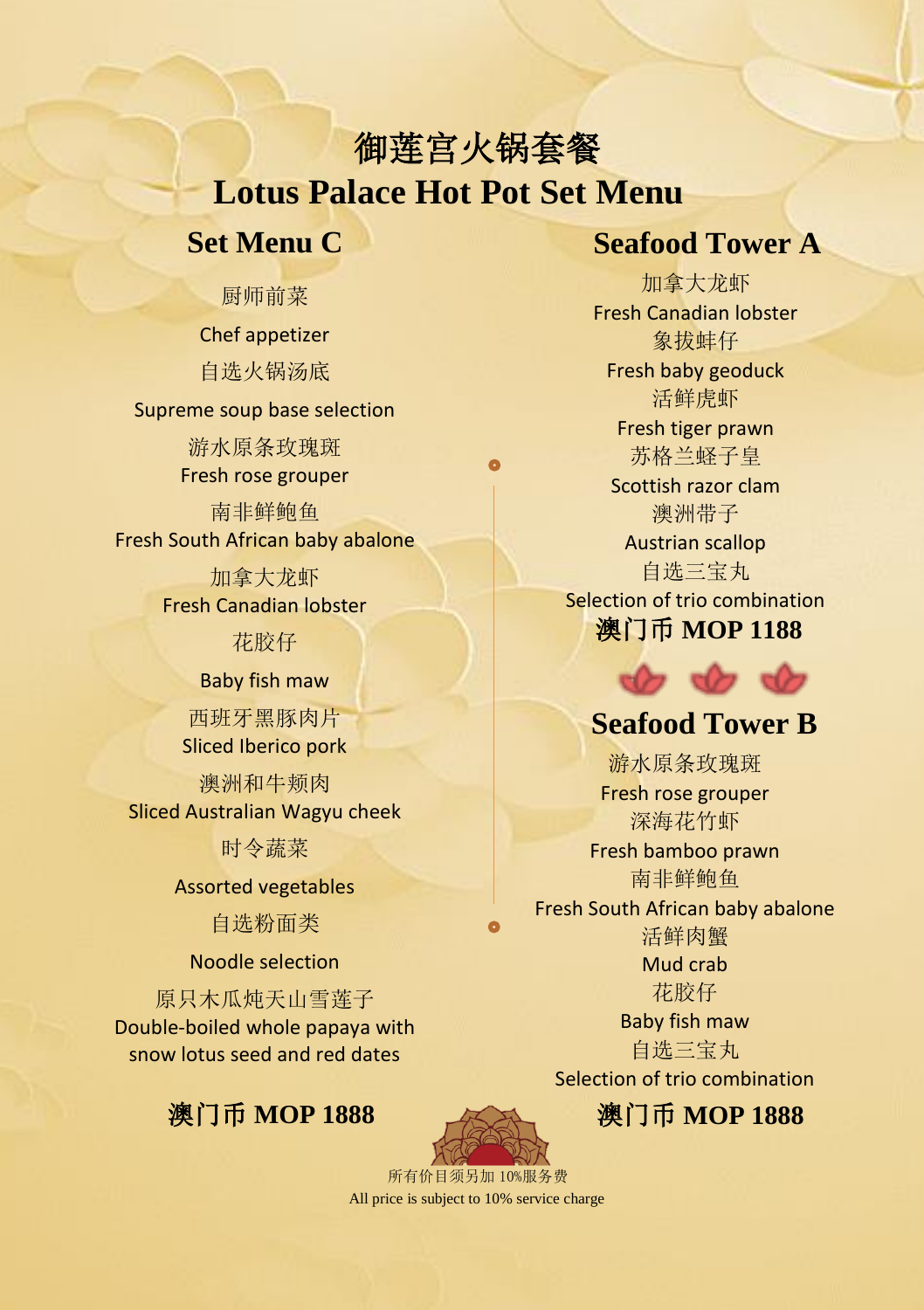# 御莲宫火锅套餐

# Lotus Palace Hot Pot Set Menu

## Set Menu C

厨师前菜

Chef appetizer

自选火锅汤底

Supreme soup base selection

游水原条玫瑰斑

Fresh rose grouper

南非鲜鲍鱼

Fresh South African baby abalone

加拿大龙虾

Fresh Canadian lobster

花胶仔

Baby fish maw

西班牙黑豚肉片

Sliced Iberico pork

澳洲和牛颊肉

Sliced Australian Wagyu cheek

时令蔬菜

Assorted vegetables

自选粉面类

Noodle selection

原只木瓜炖天山雪莲子

Double-boiled whole papaya with snow lotus seed and red dates

**澳门币 MOP 1888**

## Seafood Tower A

加拿大龙虾

Fresh Canadian lobster

象拔蚌仔

Fresh baby geoduck

活鲜虎虾

Fresh tiger prawn

苏格兰蛏子皇

Scottish razor clam

澳洲带子

Austrian scallop

自选三宝丸

Selection of trio combination

**澳门币 MOP 1188**

## Seafood Tower B

游水原条玫瑰斑

Fresh rose grouper

深海花竹虾

Fresh bamboo prawn

南非鲜鲍鱼

Fresh South African baby abalone

活鲜肉蟹

Mud crab

花胶仔

Baby fish maw

自选三宝丸

Selection of trio combination

**澳门币 MOP 1888**

所有价目须另加 10%服务费

All price is subject to 10% service charge